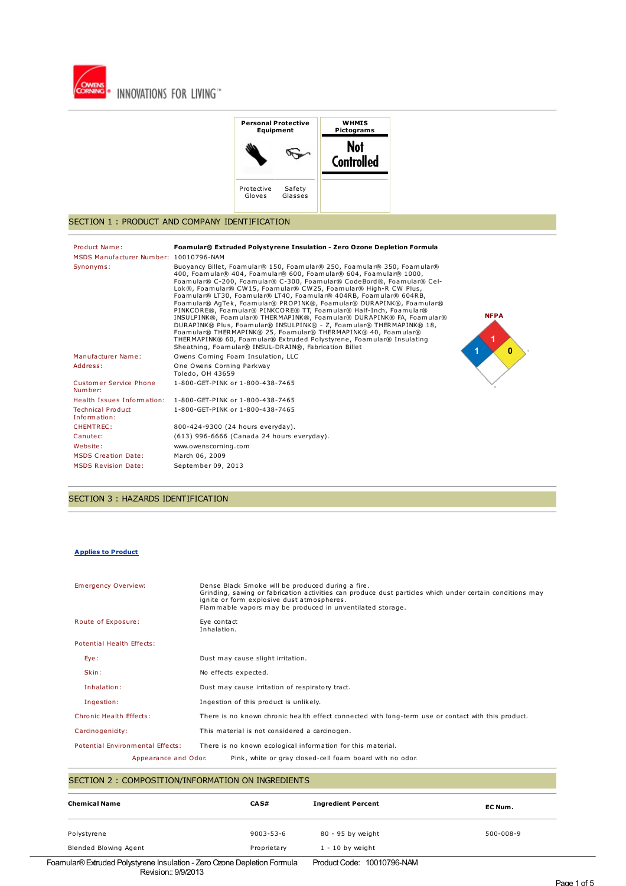OWENS CORNING INNOVATIONS FOR LIVING™

| Personal Protective Equipment | | WHMIS Pictograms |
|---|---|---|
| Protective Gloves | Safety Glasses | Not Controlled |

## SECTION 1 : PRODUCT AND COMPANY IDENTIFICATION

| | |
|---|---|
| Product Name: | **Foamular® Extruded Polystyrene Insulation - Zero Ozone Depletion Formula** |
| MSDS Manufacturer Number: | 10010796-NAM |
| Synonyms: | Buoyancy Billet, Foamular® 150, Foamular® 250, Foamular® 350, Foamular® 400, Foamular® 404, Foamular® 600, Foamular® 604, Foamular® 1000, Foamular® C-200, Foamular® C-300, Foamular® CodeBord®, Foamular® Cel-Lok®, Foamular® CW15, Foamular® CW25, Foamular® High-R CW Plus, Foamular® LT30, Foamular® LT40, Foamular® 404RB, Foamular® 604RB, Foamular® AgTek, Foamular® PROPINK®, Foamular® DURAPINK®, Foamular® PINKCORE®, Foamular® PINKCORE® TT, Foamular® Half-Inch, Foamular® INSULPINK®, Foamular® THERMAPINK®, Foamular® DURAPINK® FA, Foamular® DURAPINK® Plus, Foamular® INSULPINK® - Z, Foamular® THERMAPINK® 18, Foamular® THERMAPINK® 25, Foamular® THERMAPINK® 40, Foamular® THERMAPINK® 60, Foamular® Extruded Polystyrene, Foamular® Insulating Sheathing, Foamular® INSUL-DRAIN®, Fabrication Billet |
| Manufacturer Name: | Owens Corning Foam Insulation, LLC |
| Address: | One Owens Corning Parkway<br>Toledo, OH 43659 |
| Customer Service Phone Number: | 1-800-GET-PINK or 1-800-438-7465 |
| Health Issues Information: | 1-800-GET-PINK or 1-800-438-7465 |
| Technical Product Information: | 1-800-GET-PINK or 1-800-438-7465 |
| CHEMTREC: | 800-424-9300 (24 hours everyday). |
| Canutec: | (613) 996-6666 (Canada 24 hours everyday). |
| Website: | www.owenscorning.com |
| MSDS Creation Date: | March 06, 2009 |
| MSDS Revision Date: | September 09, 2013 |

NFPA: Health 1, Flammability 1, Reactivity 0

## SECTION 3 : HAZARDS IDENTIFICATION

**Applies to Product**

| | |
|---|---|
| Emergency Overview: | Dense Black Smoke will be produced during a fire.<br>Grinding, sawing or fabrication activities can produce dust particles which under certain conditions may ignite or form explosive dust atmospheres.<br>Flammable vapors may be produced in unventilated storage. |
| Route of Exposure: | Eye contact<br>Inhalation. |
| Potential Health Effects: | |
| Eye: | Dust may cause slight irritation. |
| Skin: | No effects expected. |
| Inhalation: | Dust may cause irritation of respiratory tract. |
| Ingestion: | Ingestion of this product is unlikely. |
| Chronic Health Effects: | There is no known chronic health effect connected with long-term use or contact with this product. |
| Carcinogenicity: | This material is not considered a carcinogen. |
| Potential Environmental Effects: | There is no known ecological information for this material. |
| Appearance and Odor: | Pink, white or gray closed-cell foam board with no odor. |

## SECTION 2 : COMPOSITION/INFORMATION ON INGREDIENTS

| Chemical Name | CAS# | Ingredient Percent | EC Num. |
|---|---|---|---|
| Polystyrene | 9003-53-6 | 80 - 95 by weight | 500-008-9 |
| Blended Blowing Agent | Proprietary | 1 - 10 by weight | |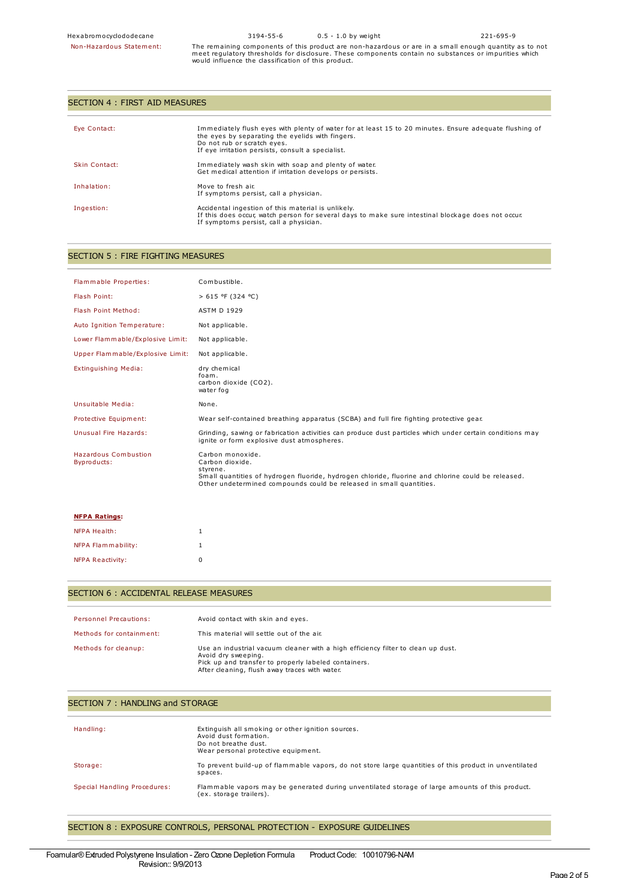| | | | |
|---|---|---|---|
| Hexabromocyclododecane | 3194-55-6 | 0.5 - 1.0 by weight | 221-695-9 |

| | |
|---|---|
| Non-Hazardous Statement: | The remaining components of this product are non-hazardous or are in a small enough quantity as to not meet regulatory thresholds for disclosure. These components contain no substances or impurities which would influence the classification of this product. |

## SECTION 4 : FIRST AID MEASURES

| | |
|---|---|
| Eye Contact: | Immediately flush eyes with plenty of water for at least 15 to 20 minutes. Ensure adequate flushing of the eyes by separating the eyelids with fingers.<br>Do not rub or scratch eyes.<br>If eye irritation persists, consult a specialist. |
| Skin Contact: | Immediately wash skin with soap and plenty of water.<br>Get medical attention if irritation develops or persists. |
| Inhalation: | Move to fresh air.<br>If symptoms persist, call a physician. |
| Ingestion: | Accidental ingestion of this material is unlikely.<br>If this does occur, watch person for several days to make sure intestinal blockage does not occur.<br>If symptoms persist, call a physician. |

## SECTION 5 : FIRE FIGHTING MEASURES

| | |
|---|---|
| Flammable Properties: | Combustible. |
| Flash Point: | > 615 °F (324 °C) |
| Flash Point Method: | ASTM D 1929 |
| Auto Ignition Temperature: | Not applicable. |
| Lower Flammable/Explosive Limit: | Not applicable. |
| Upper Flammable/Explosive Limit: | Not applicable. |
| Extinguishing Media: | dry chemical<br>foam.<br>carbon dioxide ($CO_2$).<br>water fog |
| Unsuitable Media: | None. |
| Protective Equipment: | Wear self-contained breathing apparatus (SCBA) and full fire fighting protective gear. |
| Unusual Fire Hazards: | Grinding, sawing or fabrication activities can produce dust particles which under certain conditions may ignite or form explosive dust atmospheres. |
| Hazardous Combustion Byproducts: | Carbon monoxide.<br>Carbon dioxide.<br>styrene.<br>Small quantities of hydrogen fluoride, hydrogen chloride, fluorine and chlorine could be released.<br>Other undetermined compounds could be released in small quantities. |

**NFPA Ratings:**

| | |
|---|---|
| NFPA Health: | 1 |
| NFPA Flammability: | 1 |
| NFPA Reactivity: | 0 |

## SECTION 6 : ACCIDENTAL RELEASE MEASURES

| | |
|---|---|
| Personnel Precautions: | Avoid contact with skin and eyes. |
| Methods for containment: | This material will settle out of the air. |
| Methods for cleanup: | Use an industrial vacuum cleaner with a high efficiency filter to clean up dust.<br>Avoid dry sweeping.<br>Pick up and transfer to properly labeled containers.<br>After cleaning, flush away traces with water. |

## SECTION 7 : HANDLING and STORAGE

| | |
|---|---|
| Handling: | Extinguish all smoking or other ignition sources.<br>Avoid dust formation.<br>Do not breathe dust.<br>Wear personal protective equipment. |
| Storage: | To prevent build-up of flammable vapors, do not store large quantities of this product in unventilated spaces. |
| Special Handling Procedures: | Flammable vapors may be generated during unventilated storage of large amounts of this product. (ex. storage trailers). |

## SECTION 8 : EXPOSURE CONTROLS, PERSONAL PROTECTION - EXPOSURE GUIDELINES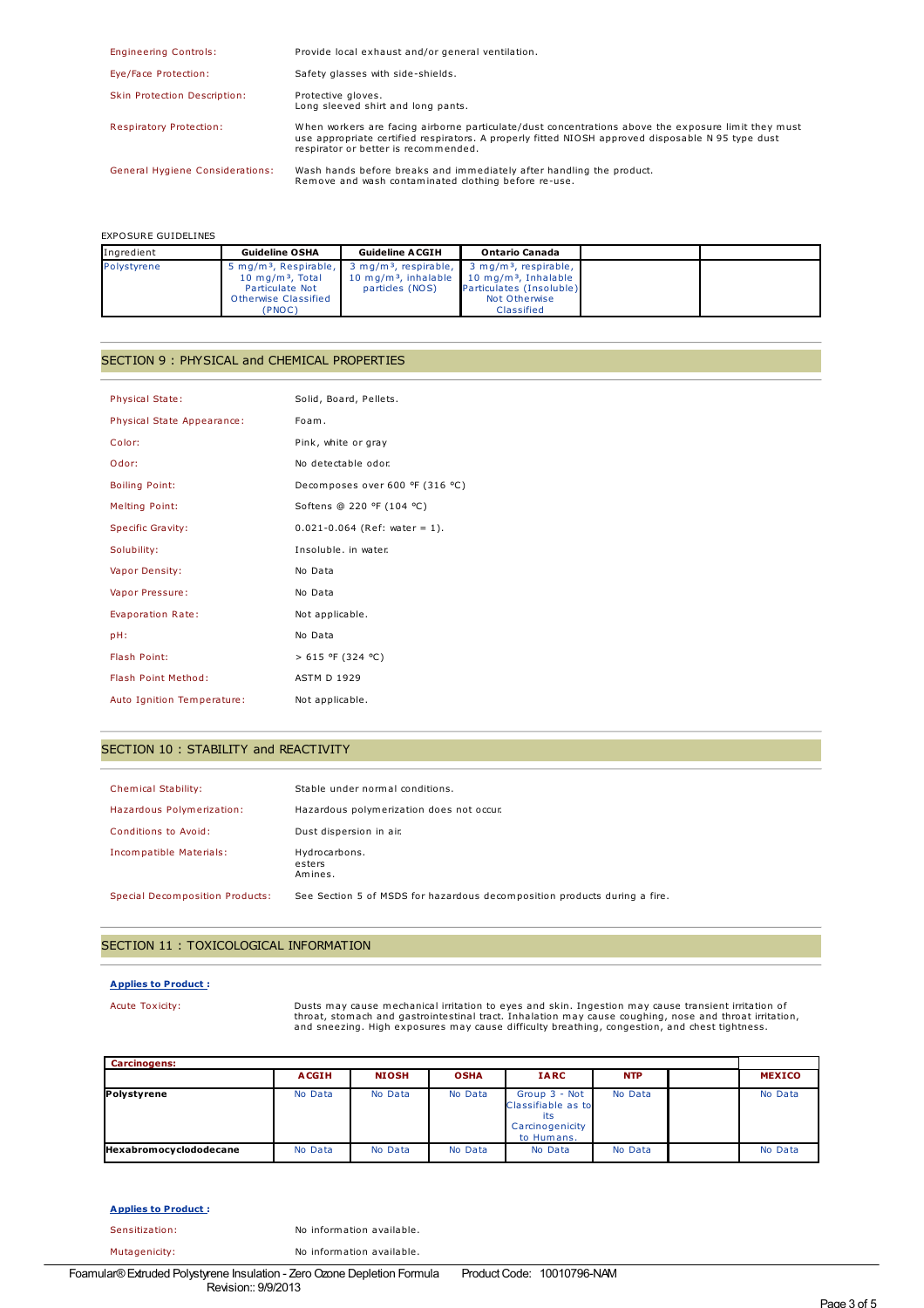| | |
|---|---|
| Engineering Controls: | Provide local exhaust and/or general ventilation. |
| Eye/Face Protection: | Safety glasses with side-shields. |
| Skin Protection Description: | Protective gloves. Long sleeved shirt and long pants. |
| Respiratory Protection: | When workers are facing airborne particulate/dust concentrations above the exposure limit they must use appropriate certified respirators. A properly fitted NIOSH approved disposable N 95 type dust respirator or better is recommended. |
| General Hygiene Considerations: | Wash hands before breaks and immediately after handling the product. Remove and wash contaminated clothing before re-use. |

EXPOSURE GUIDELINES

| Ingredient | Guideline OSHA | Guideline ACGIH | Ontario Canada | | |
|---|---|---|---|---|---|
| Polystyrene | 5 mg/m³, Respirable, 10 mg/m³, Total Particulate Not Otherwise Classified (PNOC) | 3 mg/m³, respirable, 10 mg/m³, inhalable particles (NOS) | 3 mg/m³, respirable, 10 mg/m³, Inhalable Particulates (Insoluble) Not Otherwise Classified | | |

## SECTION 9 : PHYSICAL and CHEMICAL PROPERTIES

| | |
|---|---|
| Physical State: | Solid, Board, Pellets. |
| Physical State Appearance: | Foam. |
| Color: | Pink, white or gray |
| Odor: | No detectable odor. |
| Boiling Point: | Decomposes over 600 °F (316 °C) |
| Melting Point: | Softens @ 220 °F (104 °C) |
| Specific Gravity: | 0.021-0.064 (Ref: water = 1). |
| Solubility: | Insoluble. in water. |
| Vapor Density: | No Data |
| Vapor Pressure: | No Data |
| Evaporation Rate: | Not applicable. |
| pH: | No Data |
| Flash Point: | > 615 °F (324 °C) |
| Flash Point Method: | ASTM D 1929 |
| Auto Ignition Temperature: | Not applicable. |

## SECTION 10 : STABILITY and REACTIVITY

| | |
|---|---|
| Chemical Stability: | Stable under normal conditions. |
| Hazardous Polymerization: | Hazardous polymerization does not occur. |
| Conditions to Avoid: | Dust dispersion in air. |
| Incompatible Materials: | Hydrocarbons. esters Amines. |
| Special Decomposition Products: | See Section 5 of MSDS for hazardous decomposition products during a fire. |

## SECTION 11 : TOXICOLOGICAL INFORMATION

**Applies to Product :**

Acute Toxicity: Dusts may cause mechanical irritation to eyes and skin. Ingestion may cause transient irritation of throat, stomach and gastrointestinal tract. Inhalation may cause coughing, nose and throat irritation, and sneezing. High exposures may cause difficulty breathing, congestion, and chest tightness.

| Carcinogens: | ACGIH | NIOSH | OSHA | IARC | NTP | | MEXICO |
|---|---|---|---|---|---|---|---|
| **Polystyrene** | No Data | No Data | No Data | Group 3 - Not Classifiable as to its Carcinogenicity to Humans. | No Data | | No Data |
| **Hexabromocyclododecane** | No Data | No Data | No Data | No Data | No Data | | No Data |

**Applies to Product :**

| | |
|---|---|
| Sensitization: | No information available. |
| Mutagenicity: | No information available. |

Foamular® Extruded Polystyrene Insulation - Zero Ozone Depletion Formula  Product Code: 10010796-NAM
Revision:: 9/9/2013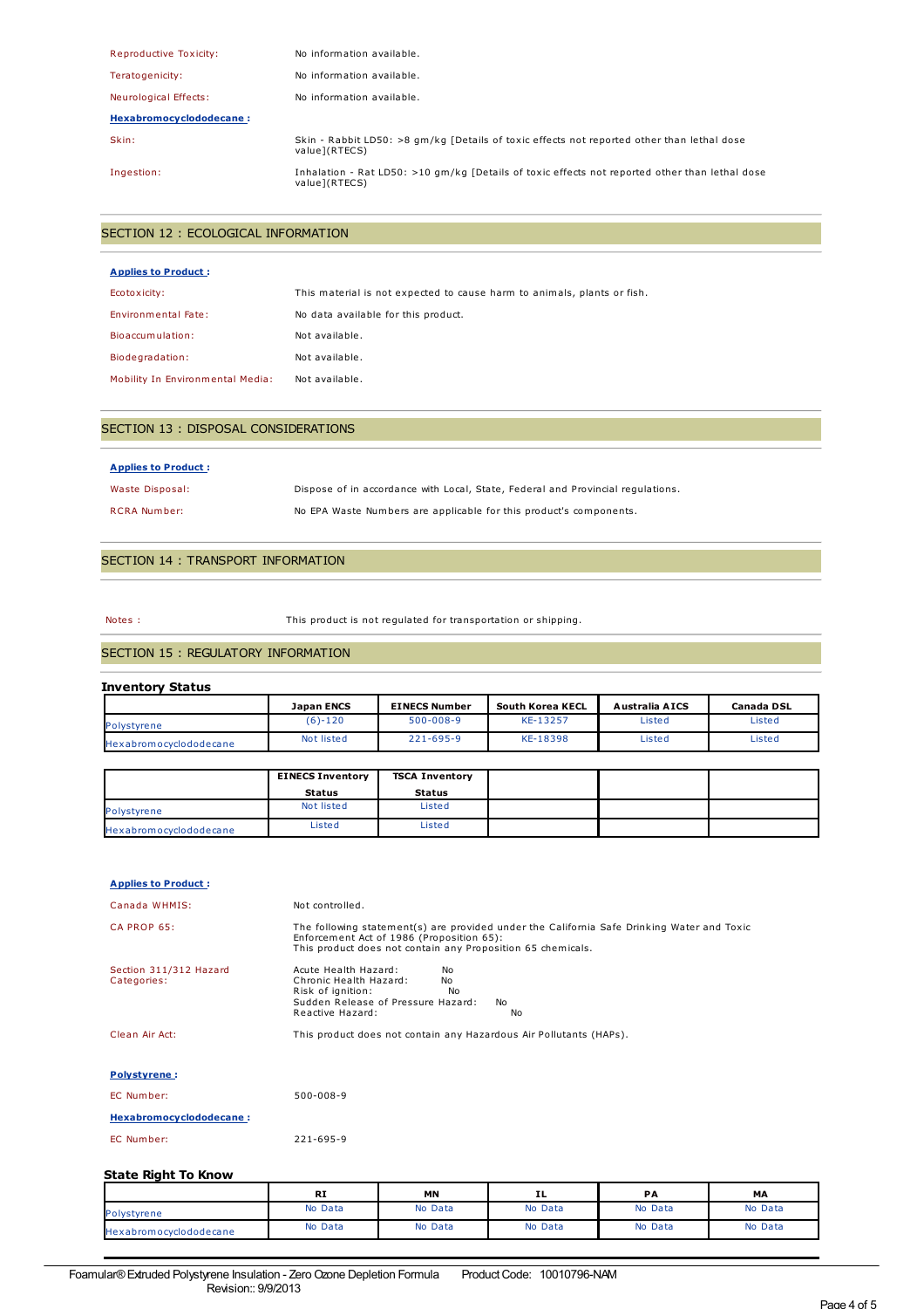Reproductive Toxicity: No information available.

Teratogenicity: No information available.

Neurological Effects: No information available.

**Hexabromocyclododecane :**

Skin: Skin - Rabbit LD50: >8 gm/kg [Details of toxic effects not reported other than lethal dose value](RTECS)

Ingestion: Inhalation - Rat LD50: >10 gm/kg [Details of toxic effects not reported other than lethal dose value](RTECS)

## SECTION 12 : ECOLOGICAL INFORMATION

**Applies to Product :**

Ecotoxicity: This material is not expected to cause harm to animals, plants or fish.

Environmental Fate: No data available for this product.

Bioaccumulation: Not available.

Biodegradation: Not available.

Mobility In Environmental Media: Not available.

## SECTION 13 : DISPOSAL CONSIDERATIONS

**Applies to Product :**

Waste Disposal: Dispose of in accordance with Local, State, Federal and Provincial regulations.

RCRA Number: No EPA Waste Numbers are applicable for this product's components.

## SECTION 14 : TRANSPORT INFORMATION

Notes : This product is not regulated for transportation or shipping.

## SECTION 15 : REGULATORY INFORMATION

### Inventory Status

| | Japan ENCS | EINECS Number | South Korea KECL | Australia AICS | Canada DSL |
|---|---|---|---|---|---|
| Polystyrene | (6)-120 | 500-008-9 | KE-13257 | Listed | Listed |
| Hexabromocyclododecane | Not listed | 221-695-9 | KE-18398 | Listed | Listed |

| | EINECS Inventory Status | TSCA Inventory Status | | | |
|---|---|---|---|---|---|
| Polystyrene | Not listed | Listed | | | |
| Hexabromocyclododecane | Listed | Listed | | | |

**Applies to Product :**

Canada WHMIS: Not controlled.

CA PROP 65: The following statement(s) are provided under the California Safe Drinking Water and Toxic Enforcement Act of 1986 (Proposition 65):
This product does not contain any Proposition 65 chemicals.

Section 311/312 Hazard Categories:
Acute Health Hazard: No
Chronic Health Hazard: No
Risk of ignition: No
Sudden Release of Pressure Hazard: No
Reactive Hazard: No

Clean Air Act: This product does not contain any Hazardous Air Pollutants (HAPs).

**Polystyrene :**

EC Number: 500-008-9

**Hexabromocyclododecane :**

EC Number: 221-695-9

### State Right To Know

| | RI | MN | IL | PA | MA |
|---|---|---|---|---|---|
| Polystyrene | No Data | No Data | No Data | No Data | No Data |
| Hexabromocyclododecane | No Data | No Data | No Data | No Data | No Data |

Foamular® Extruded Polystyrene Insulation - Zero Ozone Depletion Formula Product Code: 10010796-NAM
Revision:: 9/9/2013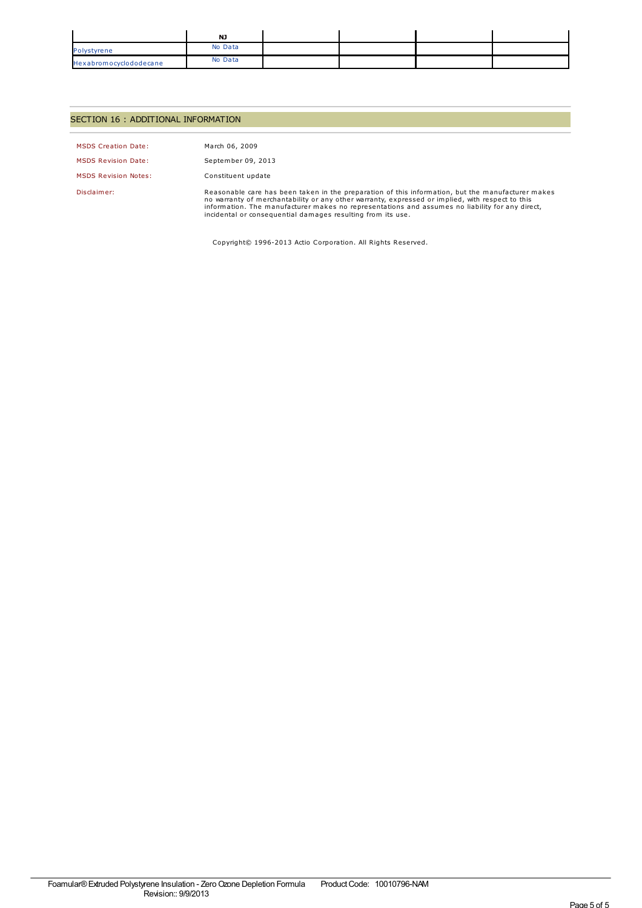| | NJ | | | | |
|---|---|---|---|---|---|
| Polystyrene | No Data | | | | |
| Hexabromocyclododecane | No Data | | | | |

## SECTION 16 : ADDITIONAL INFORMATION

| | |
|---|---|
| MSDS Creation Date: | March 06, 2009 |
| MSDS Revision Date: | September 09, 2013 |
| MSDS Revision Notes: | Constituent update |
| Disclaimer: | Reasonable care has been taken in the preparation of this information, but the manufacturer makes no warranty of merchantability or any other warranty, expressed or implied, with respect to this information. The manufacturer makes no representations and assumes no liability for any direct, incidental or consequential damages resulting from its use. |

Copyright© 1996-2013 Actio Corporation. All Rights Reserved.

Foamular® Extruded Polystyrene Insulation - Zero Ozone Depletion Formula Product Code: 10010796-NAM
Revision:: 9/9/2013